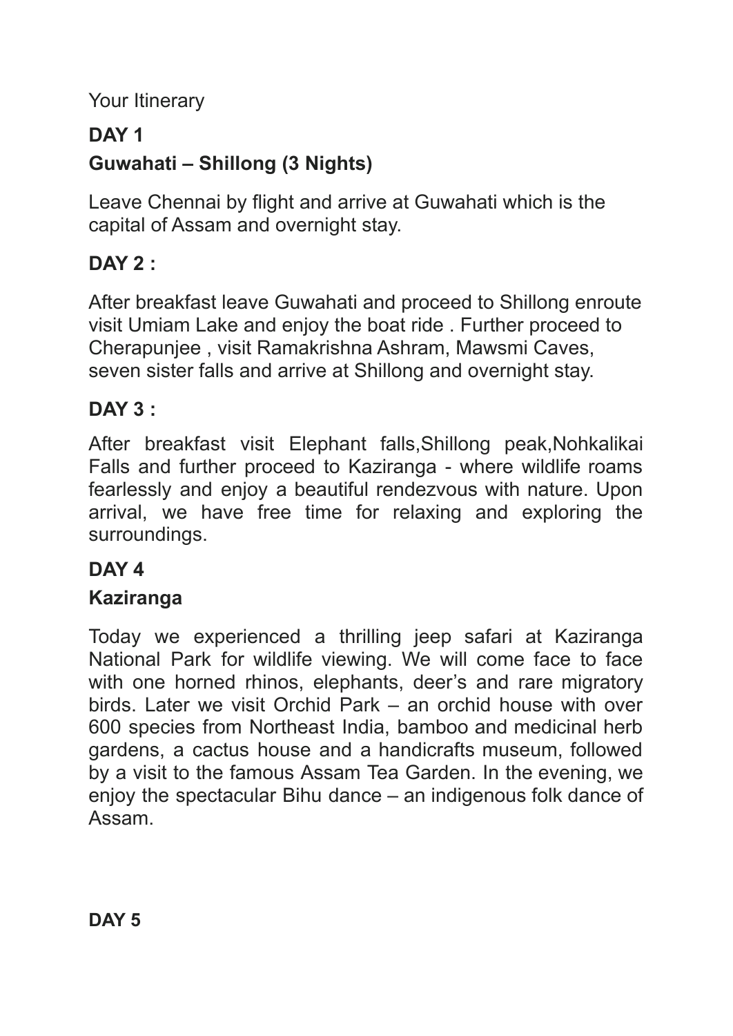Your Itinerary

**DAY 1**

**Guwahati – Shillong (3 Nights)**

Leave Chennai by flight and arrive at Guwahati which is the capital of Assam and overnight stay.

**DAY 2 :**

After breakfast leave Guwahati and proceed to Shillong enroute visit Umiam Lake and enjoy the boat ride . Further proceed to Cherapunjee , visit Ramakrishna Ashram, Mawsmi Caves, seven sister falls and arrive at Shillong and overnight stay.

**DAY 3 :**

After breakfast visit Elephant falls,Shillong peak,Nohkalikai Falls and further proceed to Kaziranga - where wildlife roams fearlessly and enjoy a beautiful rendezvous with nature. Upon arrival, we have free time for relaxing and exploring the surroundings.

**DAY 4**

**Kaziranga**

Today we experienced a thrilling jeep safari at Kaziranga National Park for wildlife viewing. We will come face to face with one horned rhinos, elephants, deer's and rare migratory birds. Later we visit Orchid Park – an orchid house with over 600 species from Northeast India, bamboo and medicinal herb gardens, a cactus house and a handicrafts museum, followed by a visit to the famous Assam Tea Garden. In the evening, we enjoy the spectacular Bihu dance – an indigenous folk dance of Assam.

**DAY 5**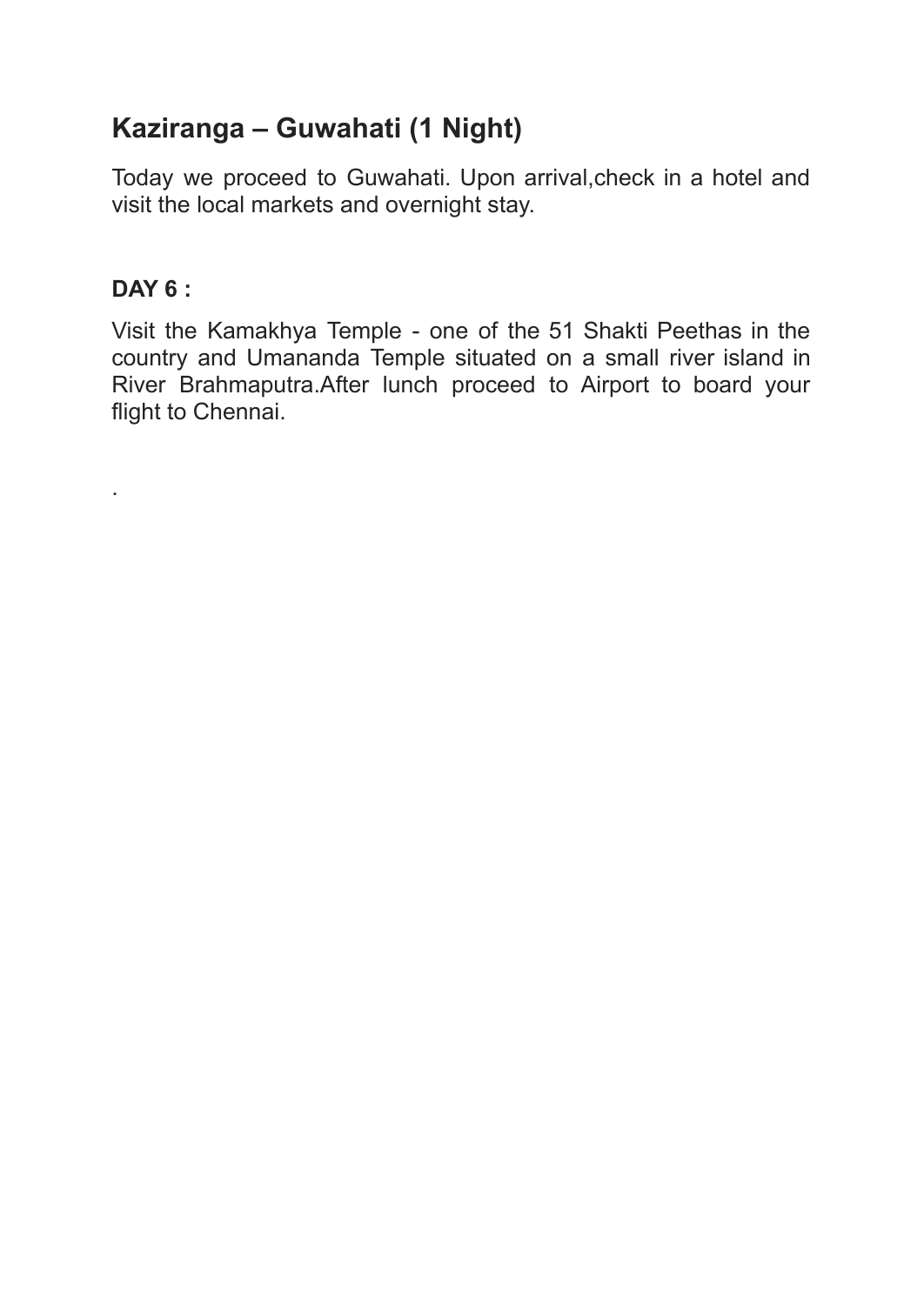## Kaziranga – Guwahati (1 Night)

Today we proceed to Guwahati. Upon arrival,check in a hotel and visit the local markets and overnight stay.

**DAY 6 :**

Visit the Kamakhya Temple - one of the 51 Shakti Peethas in the country and Umananda Temple situated on a small river island in River Brahmaputra.After lunch proceed to Airport to board your flight to Chennai.

.